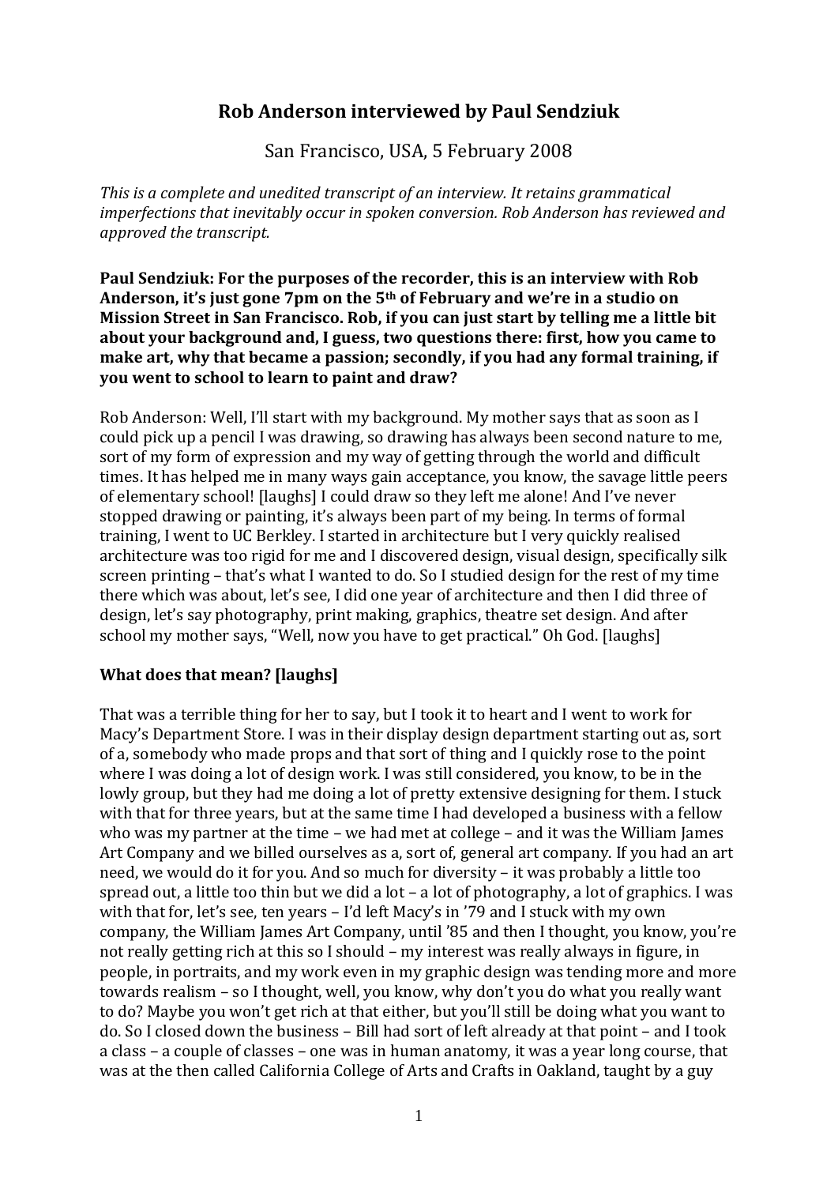# Rob Anderson interviewed by Paul Sendziuk

San Francisco, USA, 5 February 2008

*This is a complete and unedited transcript of an interview. It retains grammatical imperfections that inevitably occur in spoken conversion. Rob Anderson has reviewed and approved the transcript.*

**Paul Sendziuk: For the purposes of the recorder, this is an interview with Rob Anderson, it's just gone 7pm on the 5th of February and we're in a studio on Mission Street in San Francisco. Rob, if you can just start by telling me a little bit about your background and, I guess, two questions there: first, how you came to make art, why that became a passion; secondly, if you had any formal training, if you went to school to learn to paint and draw?**

Rob Anderson: Well, I'll start with my background. My mother says that as soon as I could pick up a pencil I was drawing, so drawing has always been second nature to me, sort of my form of expression and my way of getting through the world and difficult times. It has helped me in many ways gain acceptance, you know, the savage little peers of elementary school! [laughs] I could draw so they left me alone! And I've never stopped drawing or painting, it's always been part of my being. In terms of formal training, I went to UC Berkley. I started in architecture but I very quickly realised architecture was too rigid for me and I discovered design, visual design, specifically silk screen printing – that's what I wanted to do. So I studied design for the rest of my time there which was about, let's see, I did one year of architecture and then I did three of design, let's say photography, print making, graphics, theatre set design. And after school my mother says, "Well, now you have to get practical." Oh God. [laughs]

**What does that mean? [laughs]**

That was a terrible thing for her to say, but I took it to heart and I went to work for Macy's Department Store. I was in their display design department starting out as, sort of, a, somebody who made props and that sort of thing and I quickly rose to the point where I was doing a lot of design work. I was still considered, you know, to be in the lowly group, but they had me doing a lot of pretty extensive designing for them. I stuck with that for three years, but at the same time I had developed a business with a fellow who was my partner at the time – we had met at college – and it was the William James Art Company and we billed ourselves as a, sort of, general art company. If you had an art need, we would do it for you. And so much for diversity – it was probably a little too spread out, a little too thin but we did a lot – a lot of photography, a lot of graphics. I was with that for, let's see, ten years – I'd left Macy's in '79 and I stuck with my own company, the William James Art Company, until '85 and then I thought, you know, you're not really getting rich at this so I should – my interest was really always in figure, in people, in portraits, and my work even in my graphic design was tending more and more towards realism – so I thought, well, you know, why don't you do what you really want to do? Maybe you won't get rich at that either, but you'll still be doing what you want to do. So I closed down the business – Bill had sort of left already at that point – and I took a class – a couple of classes – one was in human anatomy, it was a year long course, that was at the then called California College of Arts and Crafts in Oakland, taught by a guy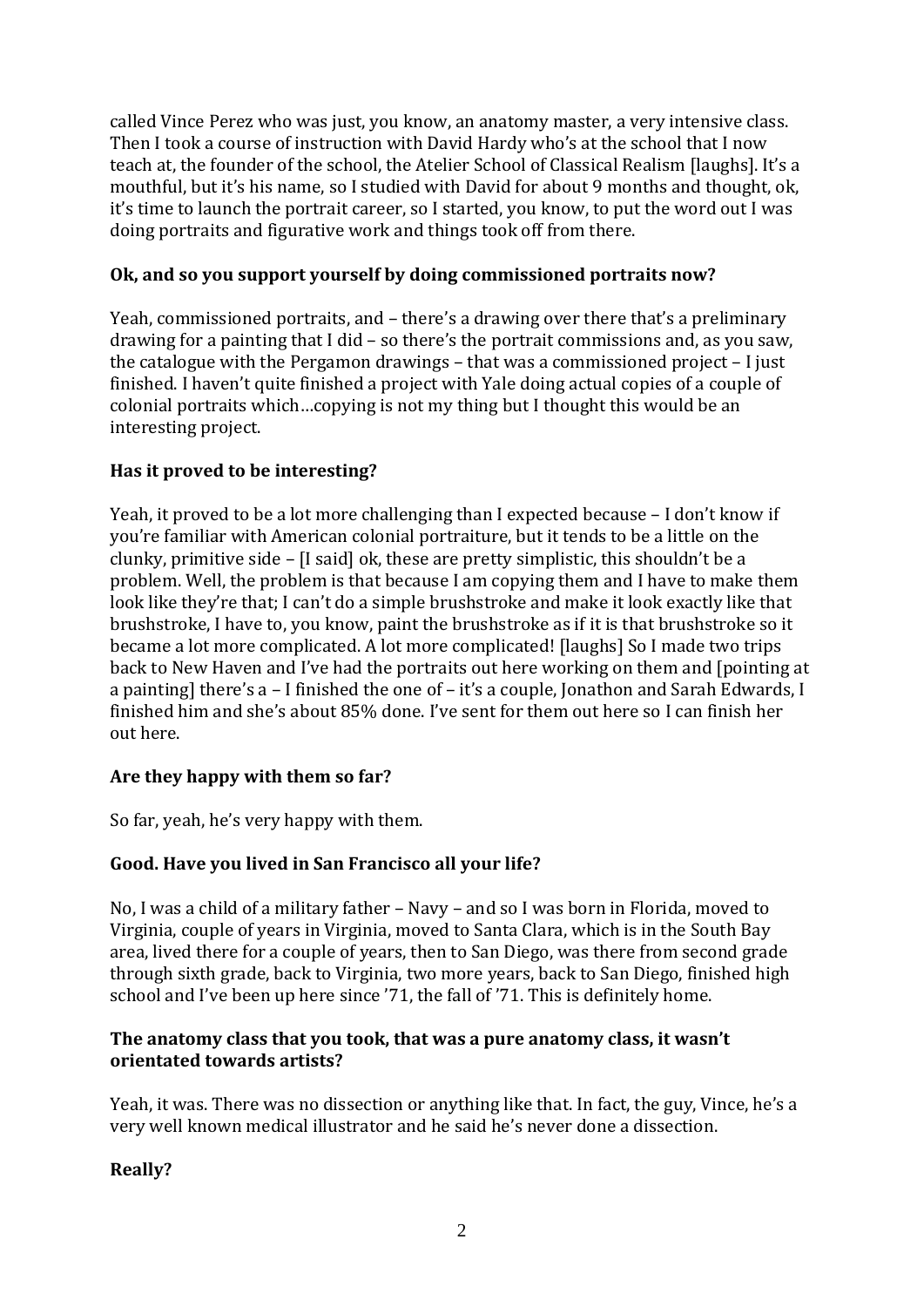called Vince Perez who was just, you know, an anatomy master, a very intensive class. Then I took a course of instruction with David Hardy who's at the school that I now teach at, the founder of the school, the Atelier School of Classical Realism [laughs]. It's a mouthful, but it's his name, so I studied with David for about 9 months and thought, ok, it's time to launch the portrait career, so I started, you know, to put the word out I was doing portraits and figurative work and things took off from there.

**Ok, and so you support yourself by doing commissioned portraits now?**

Yeah, commissioned portraits, and – there's a drawing over there that's a preliminary drawing for a painting that I did – so there's the portrait commissions and, as you saw, the catalogue with the Pergamon drawings – that was a commissioned project – I just finished. I haven't quite finished a project with Yale doing actual copies of a couple of colonial portraits which…copying is not my thing but I thought this would be an interesting project.

**Has it proved to be interesting?**

Yeah, it proved to be a lot more challenging than I expected because – I don't know if you're familiar with American colonial portraiture, but it tends to be a little on the clunky, primitive side – [I said] ok, these are pretty simplistic, this shouldn't be a problem. Well, the problem is that because I am copying them and I have to make them look like they're that; I can't do a simple brushstroke and make it look exactly like that brushstroke, I have to, you know, paint the brushstroke as if it is that brushstroke so it became a lot more complicated. A lot more complicated! [laughs] So I made two trips back to New Haven and I've had the portraits out here working on them and [pointing at a painting] there's a – I finished the one of – it's a couple, Jonathon and Sarah Edwards, I finished him and she's about 85% done. I've sent for them out here so I can finish her out here.

**Are they happy with them so far?**

So far, yeah, he's very happy with them.

**Good. Have you lived in San Francisco all your life?**

No, I was a child of a military father – Navy – and so I was born in Florida, moved to Virginia, couple of years in Virginia, moved to Santa Clara, which is in the South Bay area, lived there for a couple of years, then to San Diego, was there from second grade through sixth grade, back to Virginia, two more years, back to San Diego, finished high school and I've been up here since '71, the fall of '71. This is definitely home.

**The anatomy class that you took, that was a pure anatomy class, it wasn't orientated towards artists?**

Yeah, it was. There was no dissection or anything like that. In fact, the guy, Vince, he's a very well known medical illustrator and he said he's never done a dissection.

**Really?**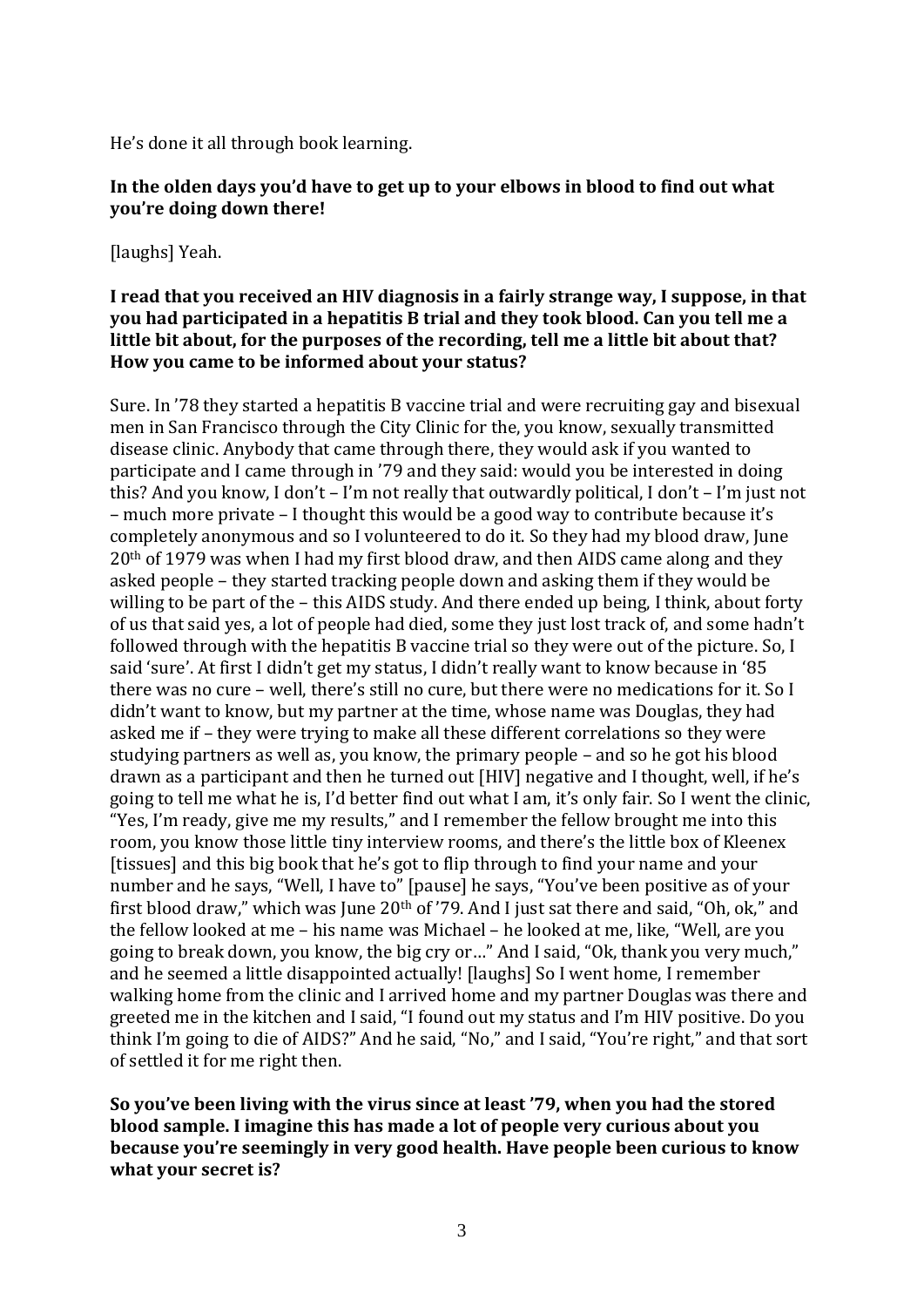He's done it all through book learning.

**In the olden days you'd have to get up to your elbows in blood to find out what you're doing down there!**

[laughs] Yeah.

**I read that you received an HIV diagnosis in a fairly strange way, I suppose, in that you had participated in a hepatitis B trial and they took blood. Can you tell me a little bit about, for the purposes of the recording, tell me a little bit about that? How you came to be informed about your status?**

Sure. In '78 they started a hepatitis B vaccine trial and were recruiting gay and bisexual men in San Francisco through the City Clinic for the, you know, sexually transmitted disease clinic. Anybody that came through there, they would ask if you wanted to participate and I came through in '79 and they said: would you be interested in doing this? And you know, I don't – I'm not really that outwardly political, I don't – I'm just not – much more private – I thought this would be a good way to contribute because it's completely anonymous and so I volunteered to do it. So they had my blood draw, June 20th of 1979 was when I had my first blood draw, and then AIDS came along and they asked people – they started tracking people down and asking them if they would be willing to be part of the – this AIDS study. And there ended up being, I think, about forty of us that said yes, a lot of people had died, some they just lost track of, and some hadn't followed through with the hepatitis B vaccine trial so they were out of the picture. So, I said 'sure'. At first I didn't get my status, I didn't really want to know because in '85 there was no cure – well, there's still no cure, but there were no medications for it. So I didn't want to know, but my partner at the time, whose name was Douglas, they had asked me if – they were trying to make all these different correlations so they were studying partners as well as, you know, the primary people – and so he got his blood drawn as a participant and then he turned out [HIV] negative and I thought, well, if he's going to tell me what he is, I'd better find out what I am, it's only fair. So I went the clinic, "Yes, I'm ready, give me my results," and I remember the fellow brought me into this room, you know those little tiny interview rooms, and there's the little box of Kleenex [tissues] and this big book that he's got to flip through to find your name and your number and he says, "Well, I have to" [pause] he says, "You've been positive as of your first blood draw," which was June 20th of '79. And I just sat there and said, "Oh, ok," and the fellow looked at me – his name was Michael – he looked at me, like, "Well, are you going to break down, you know, the big cry or…" And I said, "Ok, thank you very much," and he seemed a little disappointed actually! [laughs] So I went home, I remember walking home from the clinic and I arrived home and my partner Douglas was there and greeted me in the kitchen and I said, "I found out my status and I'm HIV positive. Do you think I'm going to die of AIDS?" And he said, "No," and I said, "You're right," and that sort of settled it for me right then.

**So you've been living with the virus since at least '79, when you had the stored blood sample. I imagine this has made a lot of people very curious about you because you're seemingly in very good health. Have people been curious to know what your secret is?**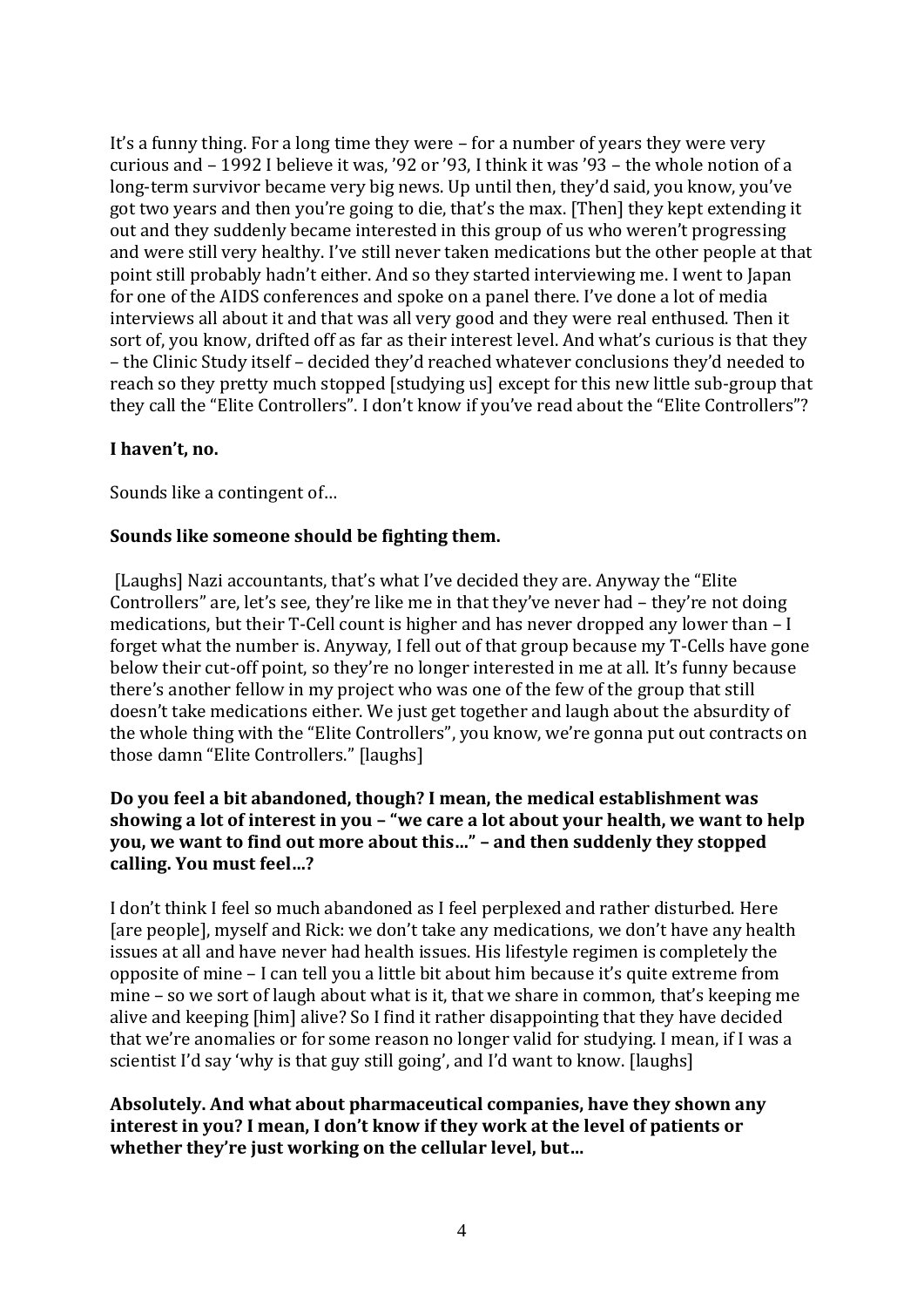It's a funny thing. For a long time they were – for a number of years they were very curious and – 1992 I believe it was, '92 or '93, I think it was '93 – the whole notion of a long-term survivor became very big news. Up until then, they'd said, you know, you've got two years and then you're going to die, that's the max. [Then] they kept extending it out and they suddenly became interested in this group of us who weren't progressing and were still very healthy. I've still never taken medications but the other people at that point still probably hadn't either. And so they started interviewing me. I went to Japan for one of the AIDS conferences and spoke on a panel there. I've done a lot of media interviews all about it and that was all very good and they were real enthused. Then it sort of, you know, drifted off as far as their interest level. And what's curious is that they – the Clinic Study itself – decided they'd reached whatever conclusions they'd needed to reach so they pretty much stopped [studying us] except for this new little sub-group that they call the "Elite Controllers". I don't know if you've read about the "Elite Controllers"?

**I haven't, no.**

Sounds like a contingent of…

**Sounds like someone should be fighting them.**

[Laughs] Nazi accountants, that's what I've decided they are. Anyway the "Elite Controllers" are, let's see, they're like me in that they've never had – they're not doing medications, but their T-Cell count is higher and has never dropped any lower than – I forget what the number is. Anyway, I fell out of that group because my T-Cells have gone below their cut-off point, so they're no longer interested in me at all. It's funny because there's another fellow in my project who was one of the few of the group that still doesn't take medications either. We just get together and laugh about the absurdity of the whole thing with the "Elite Controllers", you know, we're gonna put out contracts on those damn "Elite Controllers." [laughs]

**Do you feel a bit abandoned, though? I mean, the medical establishment was showing a lot of interest in you – "we care a lot about your health, we want to help you, we want to find out more about this…" – and then suddenly they stopped calling. You must feel…?**

I don't think I feel so much abandoned as I feel perplexed and rather disturbed. Here [are people], myself and Rick: we don't take any medications, we don't have any health issues at all and have never had health issues. His lifestyle regimen is completely the opposite of mine – I can tell you a little bit about him because it's quite extreme from mine – so we sort of laugh about what is it, that we share in common, that's keeping me alive and keeping [him] alive? So I find it rather disappointing that they have decided that we're anomalies or for some reason no longer valid for studying. I mean, if I was a scientist I'd say 'why is that guy still going', and I'd want to know. [laughs]

**Absolutely. And what about pharmaceutical companies, have they shown any interest in you? I mean, I don't know if they work at the level of patients or whether they're just working on the cellular level, but…**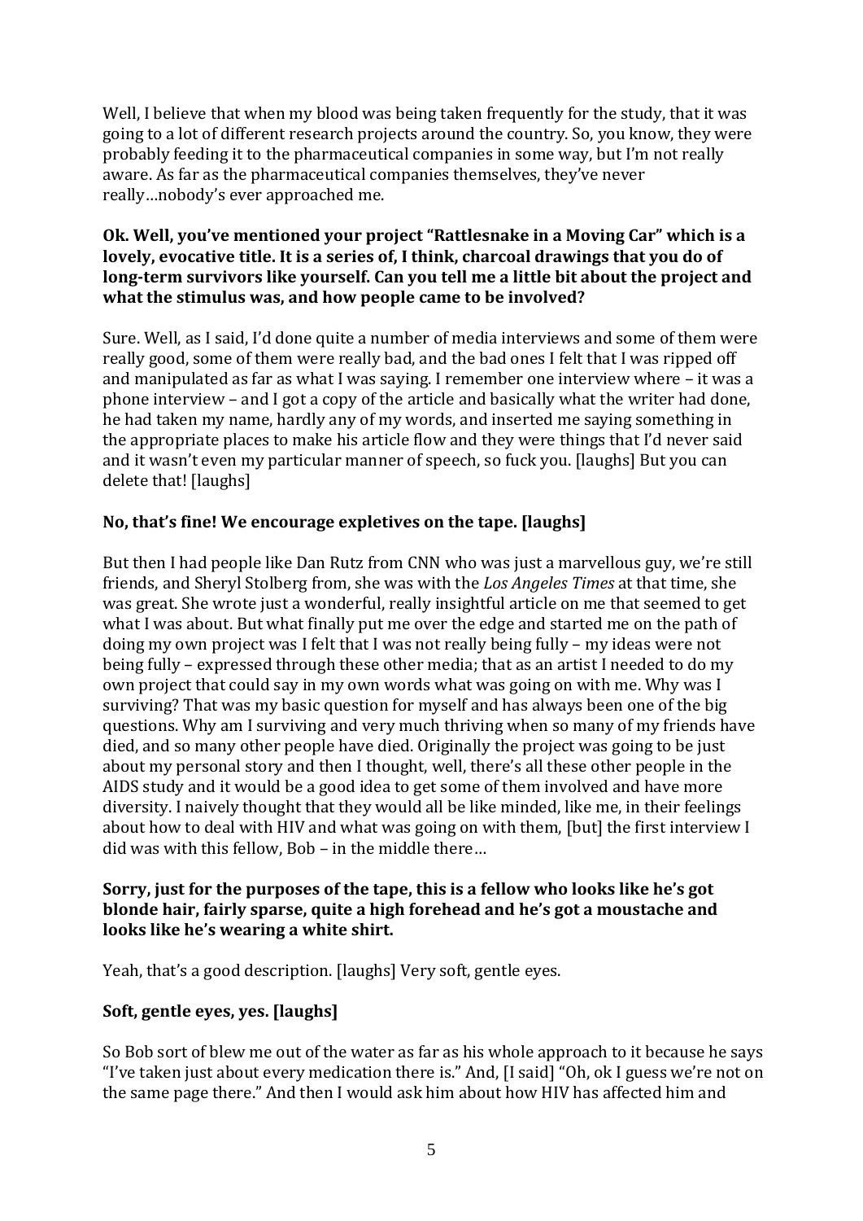Well, I believe that when my blood was being taken frequently for the study, that it was going to a lot of different research projects around the country. So, you know, they were probably feeding it to the pharmaceutical companies in some way, but I'm not really aware. As far as the pharmaceutical companies themselves, they've never really…nobody's ever approached me.

**Ok. Well, you've mentioned your project "Rattlesnake in a Moving Car" which is a lovely, evocative title. It is a series of, I think, charcoal drawings that you do of long-term survivors like yourself. Can you tell me a little bit about the project and what the stimulus was, and how people came to be involved?**

Sure. Well, as I said, I'd done quite a number of media interviews and some of them were really good, some of them were really bad, and the bad ones I felt that I was ripped off and manipulated as far as what I was saying. I remember one interview where – it was a phone interview – and I got a copy of the article and basically what the writer had done, he had taken my name, hardly any of my words, and inserted me saying something in the appropriate places to make his article flow and they were things that I'd never said and it wasn't even my particular manner of speech, so fuck you. [laughs] But you can delete that! [laughs]

**No, that's fine! We encourage expletives on the tape. [laughs]**

But then I had people like Dan Rutz from CNN who was just a marvellous guy, we're still friends, and Sheryl Stolberg from, she was with the *Los Angeles Times* at that time, she was great. She wrote just a wonderful, really insightful article on me that seemed to get what I was about. But what finally put me over the edge and started me on the path of doing my own project was I felt that I was not really being fully – my ideas were not being fully – expressed through these other media; that as an artist I needed to do my own project that could say in my own words what was going on with me. Why was I surviving? That was my basic question for myself and has always been one of the big questions. Why am I surviving and very much thriving when so many of my friends have died, and so many other people have died. Originally the project was going to be just about my personal story and then I thought, well, there's all these other people in the AIDS study and it would be a good idea to get some of them involved and have more diversity. I naively thought that they would all be like minded, like me, in their feelings about how to deal with HIV and what was going on with them, [but] the first interview I did was with this fellow, Bob – in the middle there…

**Sorry, just for the purposes of the tape, this is a fellow who looks like he's got blonde hair, fairly sparse, quite a high forehead and he's got a moustache and looks like he's wearing a white shirt.**

Yeah, that's a good description. [laughs] Very soft, gentle eyes.

**Soft, gentle eyes, yes. [laughs]**

So Bob sort of blew me out of the water as far as his whole approach to it because he says "I've taken just about every medication there is." And, [I said] "Oh, ok I guess we're not on the same page there." And then I would ask him about how HIV has affected him and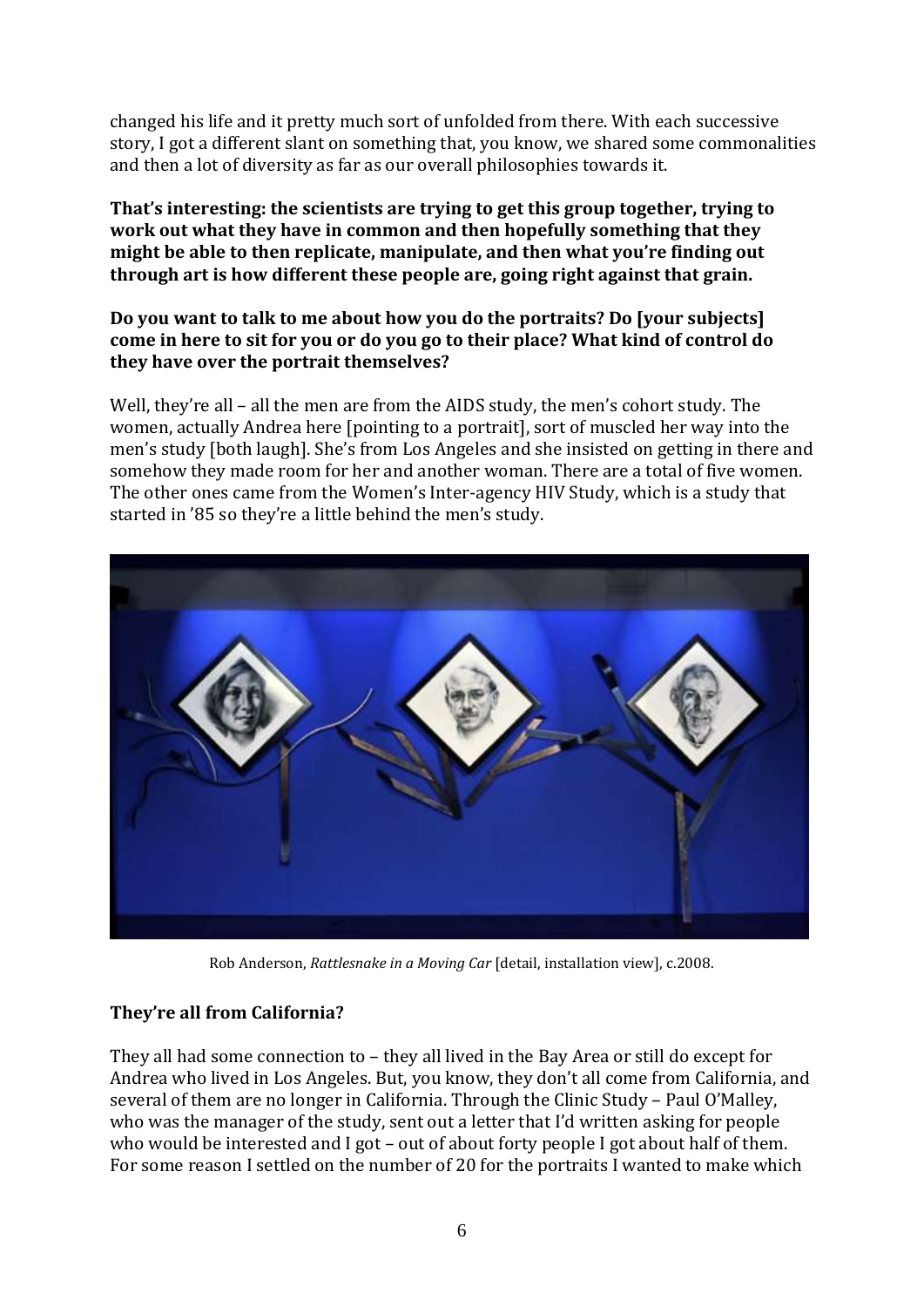changed his life and it pretty much sort of unfolded from there. With each successive story, I got a different slant on something that, you know, we shared some commonalities and then a lot of diversity as far as our overall philosophies towards it.

**That's interesting: the scientists are trying to get this group together, trying to work out what they have in common and then hopefully something that they might be able to then replicate, manipulate, and then what you're finding out through art is how different these people are, going right against that grain.**

**Do you want to talk to me about how you do the portraits? Do [your subjects] come in here to sit for you or do you go to their place? What kind of control do they have over the portrait themselves?**

Well, they're all – all the men are from the AIDS study, the men's cohort study. The women, actually Andrea here [pointing to a portrait], sort of muscled her way into the men's study [both laugh]. She's from Los Angeles and she insisted on getting in there and somehow they made room for her and another woman. There are a total of five women. The other ones came from the Women's Inter-agency HIV Study, which is a study that started in '85 so they're a little behind the men's study.

Rob Anderson, *Rattlesnake in a Moving Car* [detail, installation view], c.2008.

**They're all from California?**

They all had some connection to – they all lived in the Bay Area or still do except for Andrea who lived in Los Angeles. But, you know, they don't all come from California, and several of them are no longer in California. Through the Clinic Study – Paul O'Malley, who was the manager of the study, sent out a letter that I'd written asking for people who would be interested and I got – out of about forty people I got about half of them. For some reason I settled on the number of 20 for the portraits I wanted to make which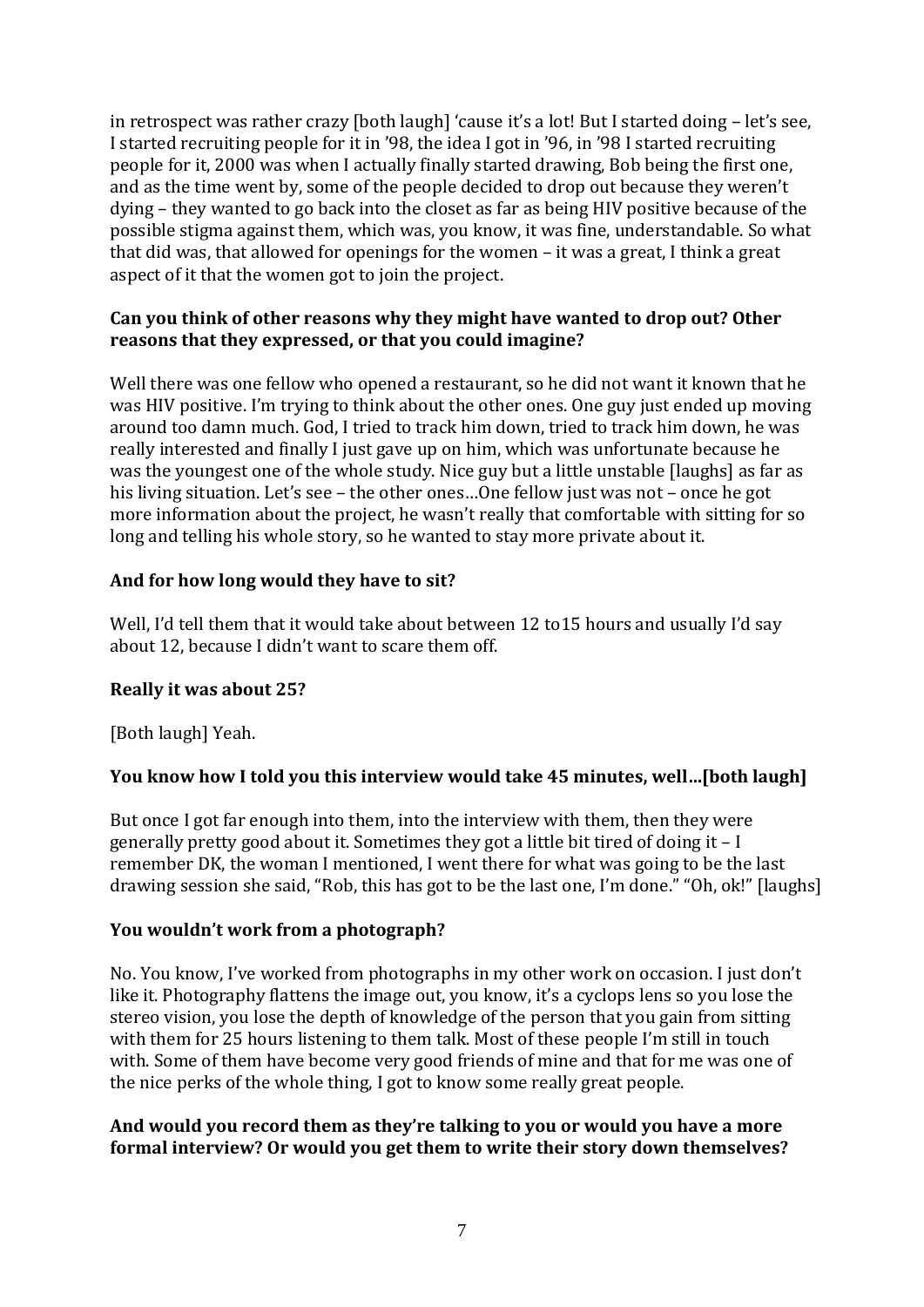in retrospect was rather crazy [both laugh] 'cause it's a lot! But I started doing – let's see, I started recruiting people for it in '98, the idea I got in '96, in '98 I started recruiting people for it, 2000 was when I actually finally started drawing, Bob being the first one, and as the time went by, some of the people decided to drop out because they weren't dying – they wanted to go back into the closet as far as being HIV positive because of the possible stigma against them, which was, you know, it was fine, understandable. So what that did was, that allowed for openings for the women – it was a great, I think a great aspect of it that the women got to join the project.

**Can you think of other reasons why they might have wanted to drop out? Other reasons that they expressed, or that you could imagine?**

Well there was one fellow who opened a restaurant, so he did not want it known that he was HIV positive. I'm trying to think about the other ones. One guy just ended up moving around too damn much. God, I tried to track him down, tried to track him down, he was really interested and finally I just gave up on him, which was unfortunate because he was the youngest one of the whole study. Nice guy but a little unstable [laughs] as far as his living situation. Let's see – the other ones…One fellow just was not – once he got more information about the project, he wasn't really that comfortable with sitting for so long and telling his whole story, so he wanted to stay more private about it.

**And for how long would they have to sit?**

Well, I'd tell them that it would take about between 12 to15 hours and usually I'd say about 12, because I didn't want to scare them off.

**Really it was about 25?**

[Both laugh] Yeah.

**You know how I told you this interview would take 45 minutes, well…[both laugh]**

But once I got far enough into them, into the interview with them, then they were generally pretty good about it. Sometimes they got a little bit tired of doing it – I remember DK, the woman I mentioned, I went there for what was going to be the last drawing session she said, "Rob, this has got to be the last one, I'm done." "Oh, ok!" [laughs]

**You wouldn't work from a photograph?**

No. You know, I've worked from photographs in my other work on occasion. I just don't like it. Photography flattens the image out, you know, it's a cyclops lens so you lose the stereo vision, you lose the depth of knowledge of the person that you gain from sitting with them for 25 hours listening to them talk. Most of these people I'm still in touch with. Some of them have become very good friends of mine and that for me was one of the nice perks of the whole thing, I got to know some really great people.

**And would you record them as they're talking to you or would you have a more formal interview? Or would you get them to write their story down themselves?**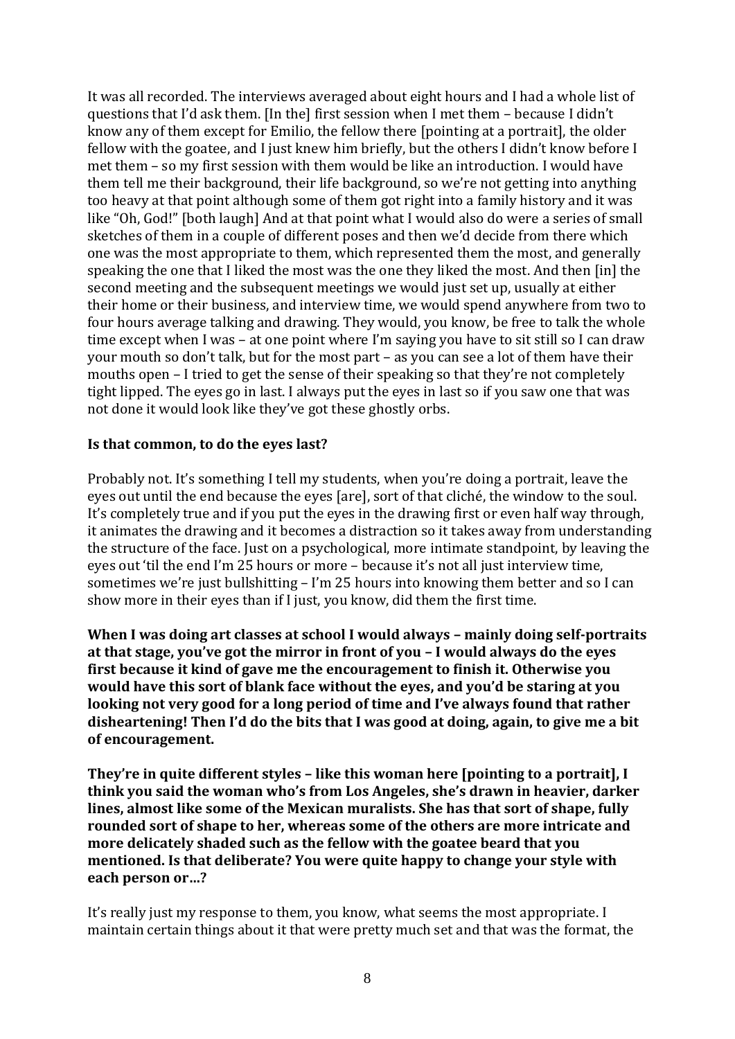It was all recorded. The interviews averaged about eight hours and I had a whole list of questions that I'd ask them. [In the] first session when I met them – because I didn't know any of them except for Emilio, the fellow there [pointing at a portrait], the older fellow with the goatee, and I just knew him briefly, but the others I didn't know before I met them – so my first session with them would be like an introduction. I would have them tell me their background, their life background, so we're not getting into anything too heavy at that point although some of them got right into a family history and it was like "Oh, God!" [both laugh] And at that point what I would also do were a series of small sketches of them in a couple of different poses and then we'd decide from there which one was the most appropriate to them, which represented them the most, and generally speaking the one that I liked the most was the one they liked the most. And then [in] the second meeting and the subsequent meetings we would just set up, usually at either their home or their business, and interview time, we would spend anywhere from two to four hours average talking and drawing. They would, you know, be free to talk the whole time except when I was – at one point where I'm saying you have to sit still so I can draw your mouth so don't talk, but for the most part – as you can see a lot of them have their mouths open – I tried to get the sense of their speaking so that they're not completely tight lipped. The eyes go in last. I always put the eyes in last so if you saw one that was not done it would look like they've got these ghostly orbs.

**Is that common, to do the eyes last?**

Probably not. It's something I tell my students, when you're doing a portrait, leave the eyes out until the end because the eyes [are], sort of that cliché, the window to the soul. It's completely true and if you put the eyes in the drawing first or even half way through, it animates the drawing and it becomes a distraction so it takes away from understanding the structure of the face. Just on a psychological, more intimate standpoint, by leaving the eyes out 'til the end I'm 25 hours or more – because it's not all just interview time, sometimes we're just bullshitting – I'm 25 hours into knowing them better and so I can show more in their eyes than if I just, you know, did them the first time.

**When I was doing art classes at school I would always – mainly doing self-portraits at that stage, you've got the mirror in front of you – I would always do the eyes first because it kind of gave me the encouragement to finish it. Otherwise you would have this sort of blank face without the eyes, and you'd be staring at you looking not very good for a long period of time and I've always found that rather disheartening! Then I'd do the bits that I was good at doing, again, to give me a bit of encouragement.**

**They're in quite different styles – like this woman here [pointing to a portrait], I think you said the woman who's from Los Angeles, she's drawn in heavier, darker lines, almost like some of the Mexican muralists. She has that sort of shape, fully rounded sort of shape to her, whereas some of the others are more intricate and more delicately shaded such as the fellow with the goatee beard that you mentioned. Is that deliberate? You were quite happy to change your style with each person or…?**

It's really just my response to them, you know, what seems the most appropriate. I maintain certain things about it that were pretty much set and that was the format, the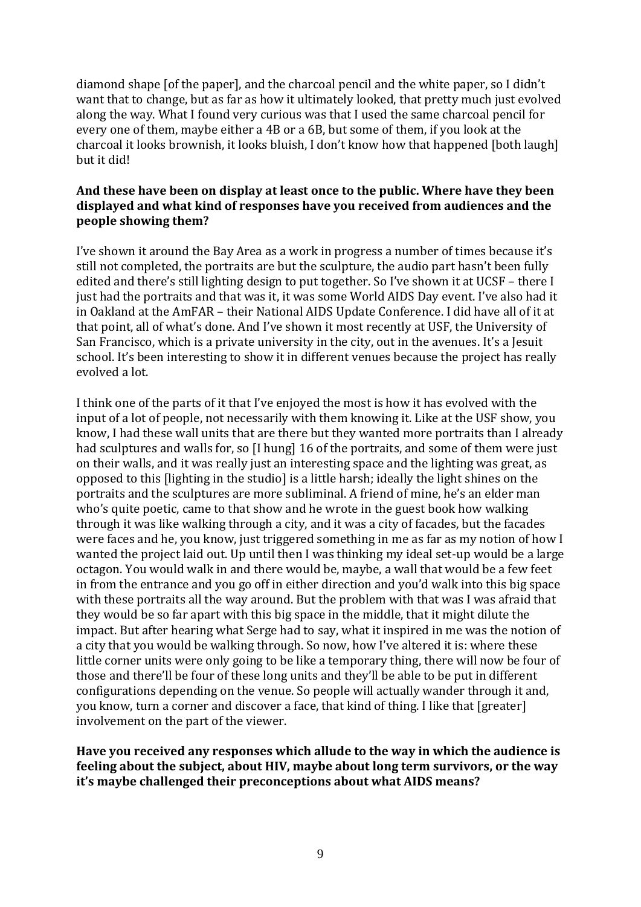diamond shape [of the paper], and the charcoal pencil and the white paper, so I didn't want that to change, but as far as how it ultimately looked, that pretty much just evolved along the way. What I found very curious was that I used the same charcoal pencil for every one of them, maybe either a 4B or a 6B, but some of them, if you look at the charcoal it looks brownish, it looks bluish, I don't know how that happened [both laugh] but it did!

**And these have been on display at least once to the public. Where have they been displayed and what kind of responses have you received from audiences and the people showing them?**

I've shown it around the Bay Area as a work in progress a number of times because it's still not completed, the portraits are but the sculpture, the audio part hasn't been fully edited and there's still lighting design to put together. So I've shown it at UCSF – there I just had the portraits and that was it, it was some World AIDS Day event. I've also had it in Oakland at the AmFAR – their National AIDS Update Conference. I did have all of it at that point, all of what's done. And I've shown it most recently at USF, the University of San Francisco, which is a private university in the city, out in the avenues. It's a Jesuit school. It's been interesting to show it in different venues because the project has really evolved a lot.

I think one of the parts of it that I've enjoyed the most is how it has evolved with the input of a lot of people, not necessarily with them knowing it. Like at the USF show, you know, I had these wall units that are there but they wanted more portraits than I already had sculptures and walls for, so [I hung] 16 of the portraits, and some of them were just on their walls, and it was really just an interesting space and the lighting was great, as opposed to this [lighting in the studio] is a little harsh; ideally the light shines on the portraits and the sculptures are more subliminal. A friend of mine, he's an elder man who's quite poetic, came to that show and he wrote in the guest book how walking through it was like walking through a city, and it was a city of facades, but the facades were faces and he, you know, just triggered something in me as far as my notion of how I wanted the project laid out. Up until then I was thinking my ideal set-up would be a large octagon. You would walk in and there would be, maybe, a wall that would be a few feet in from the entrance and you go off in either direction and you'd walk into this big space with these portraits all the way around. But the problem with that was I was afraid that they would be so far apart with this big space in the middle, that it might dilute the impact. But after hearing what Serge had to say, what it inspired in me was the notion of a city that you would be walking through. So now, how I've altered it is: where these little corner units were only going to be like a temporary thing, there will now be four of those and there'll be four of these long units and they'll be able to be put in different configurations depending on the venue. So people will actually wander through it and, you know, turn a corner and discover a face, that kind of thing. I like that [greater] involvement on the part of the viewer.

**Have you received any responses which allude to the way in which the audience is feeling about the subject, about HIV, maybe about long term survivors, or the way it's maybe challenged their preconceptions about what AIDS means?**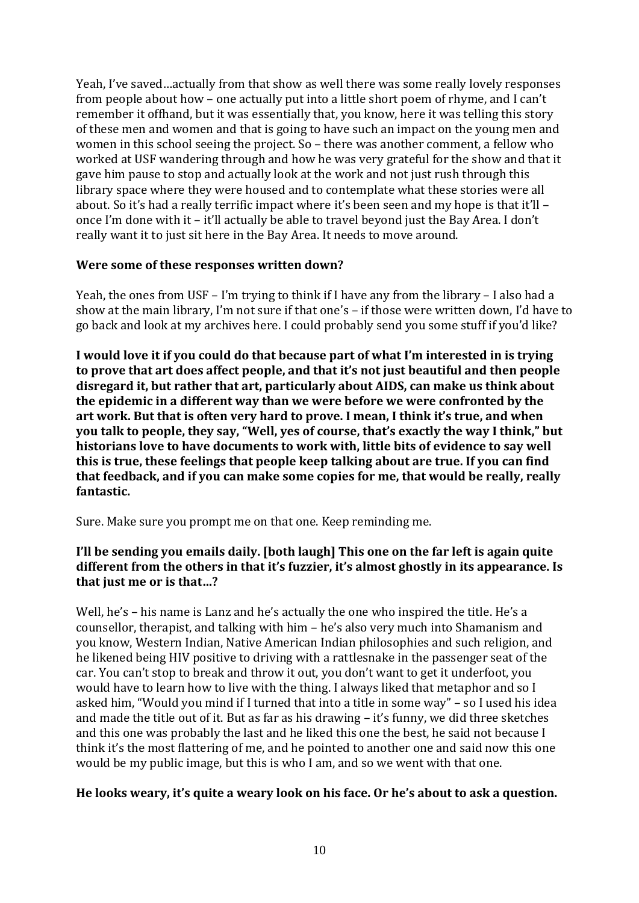Yeah, I've saved…actually from that show as well there was some really lovely responses from people about how – one actually put into a little short poem of rhyme, and I can't remember it offhand, but it was essentially that, you know, here it was telling this story of these men and women and that is going to have such an impact on the young men and women in this school seeing the project. So – there was another comment, a fellow who worked at USF wandering through and how he was very grateful for the show and that it gave him pause to stop and actually look at the work and not just rush through this library space where they were housed and to contemplate what these stories were all about. So it's had a really terrific impact where it's been seen and my hope is that it'll – once I'm done with it – it'll actually be able to travel beyond just the Bay Area. I don't really want it to just sit here in the Bay Area. It needs to move around.

**Were some of these responses written down?**

Yeah, the ones from USF – I'm trying to think if I have any from the library – I also had a show at the main library, I'm not sure if that one's – if those were written down, I'd have to go back and look at my archives here. I could probably send you some stuff if you'd like?

**I would love it if you could do that because part of what I'm interested in is trying to prove that art does affect people, and that it's not just beautiful and then people disregard it, but rather that art, particularly about AIDS, can make us think about the epidemic in a different way than we were before we were confronted by the art work. But that is often very hard to prove. I mean, I think it's true, and when you talk to people, they say, "Well, yes of course, that's exactly the way I think," but historians love to have documents to work with, little bits of evidence to say well this is true, these feelings that people keep talking about are true. If you can find that feedback, and if you can make some copies for me, that would be really, really fantastic.**

Sure. Make sure you prompt me on that one. Keep reminding me.

**I'll be sending you emails daily. [both laugh] This one on the far left is again quite different from the others in that it's fuzzier, it's almost ghostly in its appearance. Is that just me or is that…?**

Well, he's – his name is Lanz and he's actually the one who inspired the title. He's a counsellor, therapist, and talking with him – he's also very much into Shamanism and you know, Western Indian, Native American Indian philosophies and such religion, and he likened being HIV positive to driving with a rattlesnake in the passenger seat of the car. You can't stop to break and throw it out, you don't want to get it underfoot, you would have to learn how to live with the thing. I always liked that metaphor and so I asked him, "Would you mind if I turned that into a title in some way" – so I used his idea and made the title out of it. But as far as his drawing – it's funny, we did three sketches and this one was probably the last and he liked this one the best, he said not because I think it's the most flattering of me, and he pointed to another one and said now this one would be my public image, but this is who I am, and so we went with that one.

**He looks weary, it's quite a weary look on his face. Or he's about to ask a question.**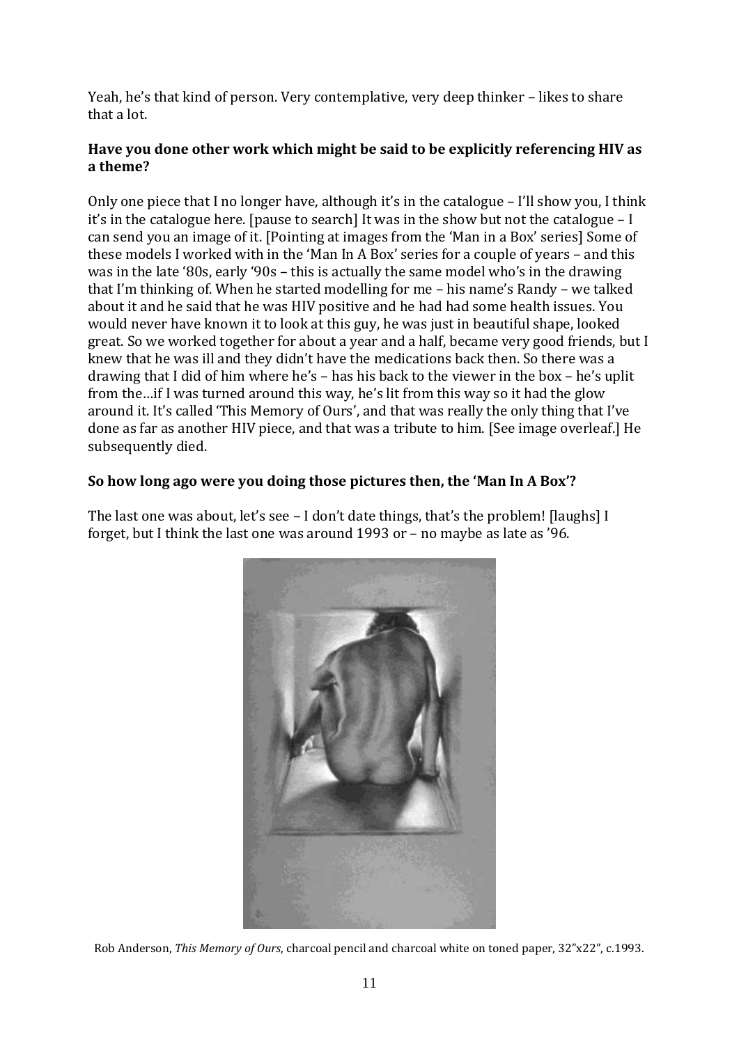Yeah, he's that kind of person. Very contemplative, very deep thinker – likes to share that a lot.

**Have you done other work which might be said to be explicitly referencing HIV as a theme?**

Only one piece that I no longer have, although it's in the catalogue – I'll show you, I think it's in the catalogue here. [pause to search] It was in the show but not the catalogue – I can send you an image of it. [Pointing at images from the 'Man in a Box' series] Some of these models I worked with in the 'Man In A Box' series for a couple of years – and this was in the late '80s, early '90s – this is actually the same model who's in the drawing that I'm thinking of. When he started modelling for me – his name's Randy – we talked about it and he said that he was HIV positive and he had had some health issues. You would never have known it to look at this guy, he was just in beautiful shape, looked great. So we worked together for about a year and a half, became very good friends, but I knew that he was ill and they didn't have the medications back then. So there was a drawing that I did of him where he's – has his back to the viewer in the box – he's uplit from the…if I was turned around this way, he's lit from this way so it had the glow around it. It's called 'This Memory of Ours', and that was really the only thing that I've done as far as another HIV piece, and that was a tribute to him. [See image overleaf.] He subsequently died.

**So how long ago were you doing those pictures then, the 'Man In A Box'?**

The last one was about, let's see – I don't date things, that's the problem! [laughs] I forget, but I think the last one was around 1993 or – no maybe as late as '96.

Rob Anderson, *This Memory of Ours*, charcoal pencil and charcoal white on toned paper, 32"x22", c.1993.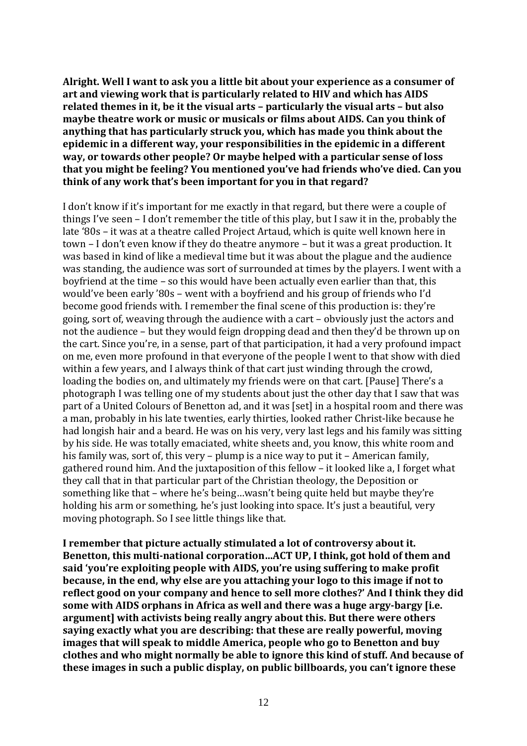**Alright. Well I want to ask you a little bit about your experience as a consumer of art and viewing work that is particularly related to HIV and which has AIDS related themes in it, be it the visual arts – particularly the visual arts – but also maybe theatre work or music or musicals or films about AIDS. Can you think of anything that has particularly struck you, which has made you think about the epidemic in a different way, your responsibilities in the epidemic in a different way, or towards other people? Or maybe helped with a particular sense of loss that you might be feeling? You mentioned you've had friends who've died. Can you think of any work that's been important for you in that regard?**

I don't know if it's important for me exactly in that regard, but there were a couple of things I've seen – I don't remember the title of this play, but I saw it in the, probably the late '80s – it was at a theatre called Project Artaud, which is quite well known here in town – I don't even know if they do theatre anymore – but it was a great production. It was based in kind of like a medieval time but it was about the plague and the audience was standing, the audience was sort of surrounded at times by the players. I went with a boyfriend at the time – so this would have been actually even earlier than that, this would've been early '80s – went with a boyfriend and his group of friends who I'd become good friends with. I remember the final scene of this production is: they're going, sort of, weaving through the audience with a cart – obviously just the actors and not the audience – but they would feign dropping dead and then they'd be thrown up on the cart. Since you're, in a sense, part of that participation, it had a very profound impact on me, even more profound in that everyone of the people I went to that show with died within a few years, and I always think of that cart just winding through the crowd, loading the bodies on, and ultimately my friends were on that cart. [Pause] There's a photograph I was telling one of my students about just the other day that I saw that was part of a United Colours of Benetton ad, and it was [set] in a hospital room and there was a man, probably in his late twenties, early thirties, looked rather Christ-like because he had longish hair and a beard. He was on his very, very last legs and his family was sitting by his side. He was totally emaciated, white sheets and, you know, this white room and his family was, sort of, this very – plump is a nice way to put it – American family, gathered round him. And the juxtaposition of this fellow – it looked like a, I forget what they call that in that particular part of the Christian theology, the Deposition or something like that – where he's being…wasn't being quite held but maybe they're holding his arm or something, he's just looking into space. It's just a beautiful, very moving photograph. So I see little things like that.

**I remember that picture actually stimulated a lot of controversy about it. Benetton, this multi-national corporation…ACT UP, I think, got hold of them and said 'you're exploiting people with AIDS, you're using suffering to make profit because, in the end, why else are you attaching your logo to this image if not to reflect good on your company and hence to sell more clothes?' And I think they did some with AIDS orphans in Africa as well and there was a huge argy-bargy [i.e. argument] with activists being really angry about this. But there were others saying exactly what you are describing: that these are really powerful, moving images that will speak to middle America, people who go to Benetton and buy clothes and who might normally be able to ignore this kind of stuff. And because of these images in such a public display, on public billboards, you can't ignore these**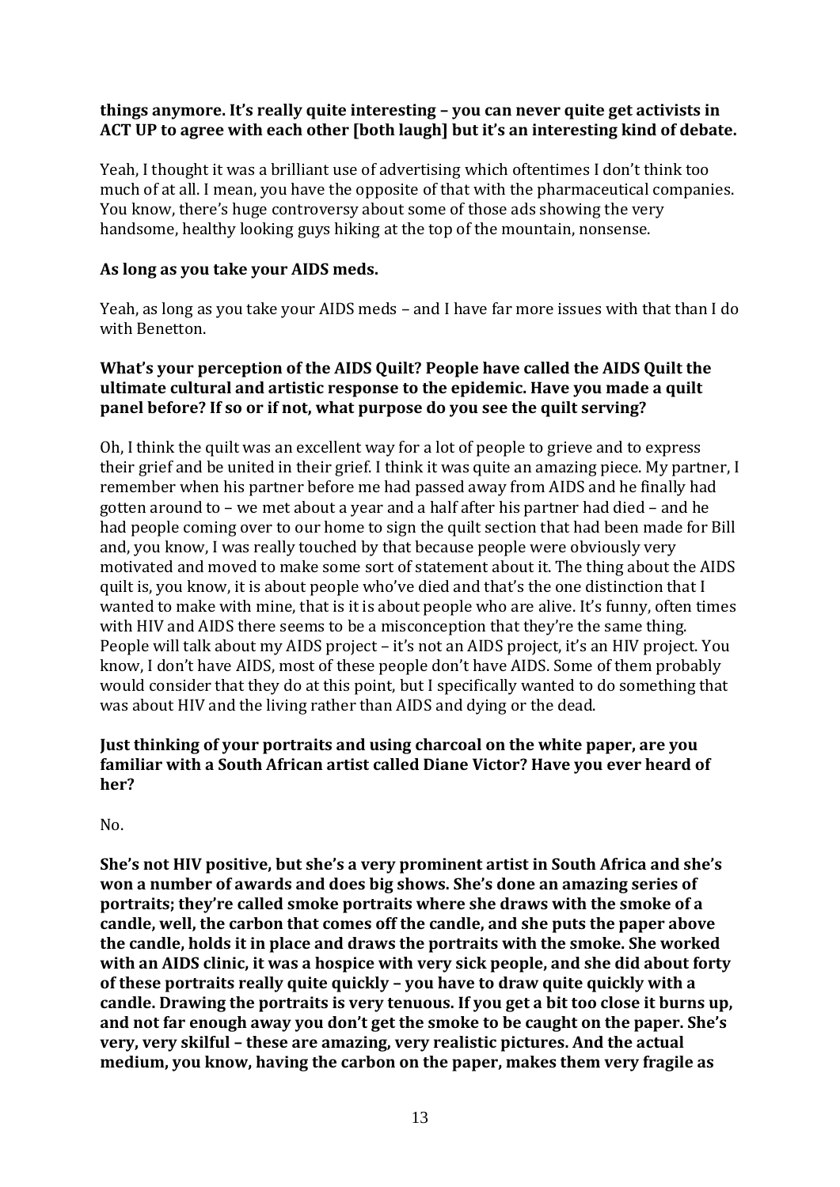**things anymore. It's really quite interesting – you can never quite get activists in ACT UP to agree with each other [both laugh] but it's an interesting kind of debate.**

Yeah, I thought it was a brilliant use of advertising which oftentimes I don't think too much of at all. I mean, you have the opposite of that with the pharmaceutical companies. You know, there's huge controversy about some of those ads showing the very handsome, healthy looking guys hiking at the top of the mountain, nonsense.

**As long as you take your AIDS meds.**

Yeah, as long as you take your AIDS meds – and I have far more issues with that than I do with Benetton.

**What's your perception of the AIDS Quilt? People have called the AIDS Quilt the ultimate cultural and artistic response to the epidemic. Have you made a quilt panel before? If so or if not, what purpose do you see the quilt serving?**

Oh, I think the quilt was an excellent way for a lot of people to grieve and to express their grief and be united in their grief. I think it was quite an amazing piece. My partner, I remember when his partner before me had passed away from AIDS and he finally had gotten around to – we met about a year and a half after his partner had died – and he had people coming over to our home to sign the quilt section that had been made for Bill and, you know, I was really touched by that because people were obviously very motivated and moved to make some sort of statement about it. The thing about the AIDS quilt is, you know, it is about people who've died and that's the one distinction that I wanted to make with mine, that is it is about people who are alive. It's funny, often times with HIV and AIDS there seems to be a misconception that they're the same thing. People will talk about my AIDS project – it's not an AIDS project, it's an HIV project. You know, I don't have AIDS, most of these people don't have AIDS. Some of them probably would consider that they do at this point, but I specifically wanted to do something that was about HIV and the living rather than AIDS and dying or the dead.

**Just thinking of your portraits and using charcoal on the white paper, are you familiar with a South African artist called Diane Victor? Have you ever heard of her?**

No.

**She's not HIV positive, but she's a very prominent artist in South Africa and she's won a number of awards and does big shows. She's done an amazing series of portraits; they're called smoke portraits where she draws with the smoke of a candle, well, the carbon that comes off the candle, and she puts the paper above the candle, holds it in place and draws the portraits with the smoke. She worked with an AIDS clinic, it was a hospice with very sick people, and she did about forty of these portraits really quite quickly – you have to draw quite quickly with a candle. Drawing the portraits is very tenuous. If you get a bit too close it burns up, and not far enough away you don't get the smoke to be caught on the paper. She's very, very skilful – these are amazing, very realistic pictures. And the actual medium, you know, having the carbon on the paper, makes them very fragile as**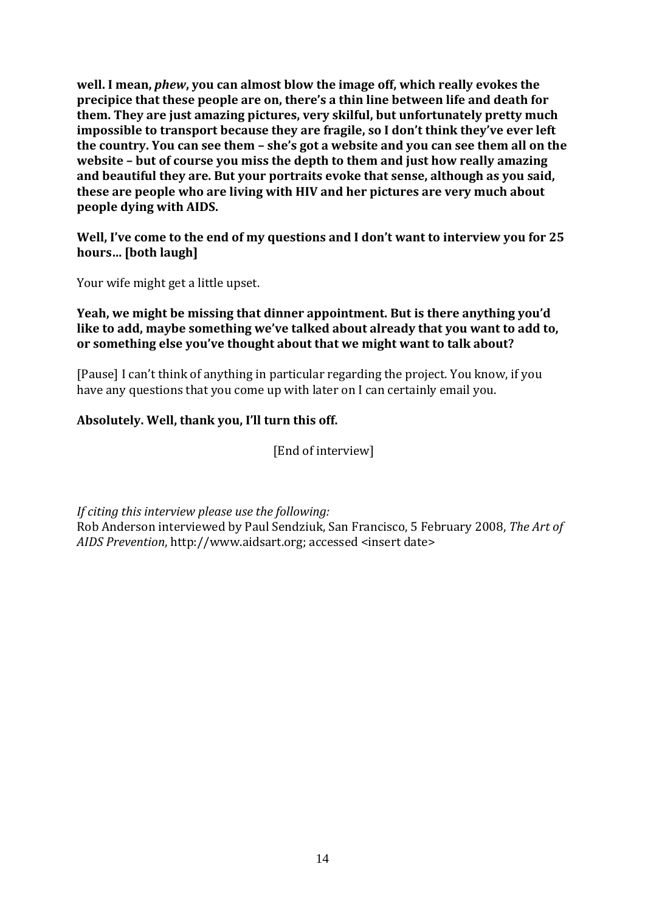**well. I mean, *phew*, you can almost blow the image off, which really evokes the precipice that these people are on, there's a thin line between life and death for them. They are just amazing pictures, very skilful, but unfortunately pretty much impossible to transport because they are fragile, so I don't think they've ever left the country. You can see them – she's got a website and you can see them all on the website – but of course you miss the depth to them and just how really amazing and beautiful they are. But your portraits evoke that sense, although as you said, these are people who are living with HIV and her pictures are very much about people dying with AIDS.**

**Well, I've come to the end of my questions and I don't want to interview you for 25 hours… [both laugh]**

Your wife might get a little upset.

**Yeah, we might be missing that dinner appointment. But is there anything you'd like to add, maybe something we've talked about already that you want to add to, or something else you've thought about that we might want to talk about?**

[Pause] I can't think of anything in particular regarding the project. You know, if you have any questions that you come up with later on I can certainly email you.

**Absolutely. Well, thank you, I'll turn this off.**

[End of interview]

*If citing this interview please use the following:*
Rob Anderson interviewed by Paul Sendziuk, San Francisco, 5 February 2008, *The Art of AIDS Prevention*, http://www.aidsart.org; accessed <insert date>